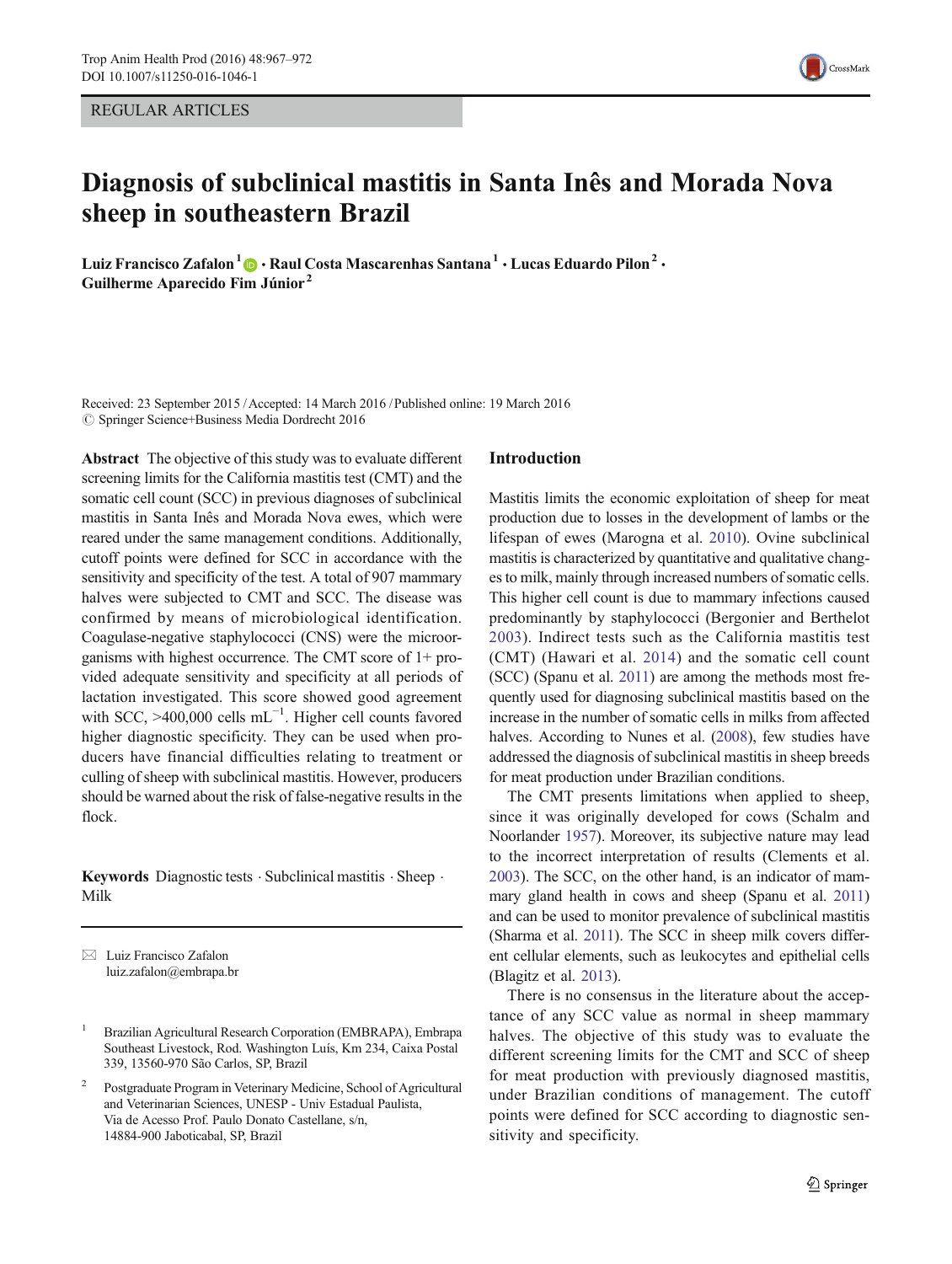REGULAR ARTICLES

# Diagnosis of subclinical mastitis in Santa Inês and Morada Nova sheep in southeastern Brazil

**Luiz Francisco Zafalon**[1] · **Raul Costa Mascarenhas Santana**[1] · **Lucas Eduardo Pilon**[2] · **Guilherme Aparecido Fim Júnior**[2]

Received: 23 September 2015 / Accepted: 14 March 2016 / Published online: 19 March 2016
© Springer Science+Business Media Dordrecht 2016

**Abstract** The objective of this study was to evaluate different screening limits for the California mastitis test (CMT) and the somatic cell count (SCC) in previous diagnoses of subclinical mastitis in Santa Inês and Morada Nova ewes, which were reared under the same management conditions. Additionally, cutoff points were defined for SCC in accordance with the sensitivity and specificity of the test. A total of 907 mammary halves were subjected to CMT and SCC. The disease was confirmed by means of microbiological identification. Coagulase-negative staphylococci (CNS) were the microorganisms with highest occurrence. The CMT score of 1+ provided adequate sensitivity and specificity at all periods of lactation investigated. This score showed good agreement with SCC, >400,000 cells mL$^{-1}$. Higher cell counts favored higher diagnostic specificity. They can be used when producers have financial difficulties relating to treatment or culling of sheep with subclinical mastitis. However, producers should be warned about the risk of false-negative results in the flock.

**Keywords** Diagnostic tests · Subclinical mastitis · Sheep · Milk

✉ Luiz Francisco Zafalon
luiz.zafalon@embrapa.br

[1] Brazilian Agricultural Research Corporation (EMBRAPA), Embrapa Southeast Livestock, Rod. Washington Luís, Km 234, Caixa Postal 339, 13560-970 São Carlos, SP, Brazil

[2] Postgraduate Program in Veterinary Medicine, School of Agricultural and Veterinarian Sciences, UNESP - Univ Estadual Paulista, Via de Acesso Prof. Paulo Donato Castellane, s/n, 14884-900 Jaboticabal, SP, Brazil

## Introduction

Mastitis limits the economic exploitation of sheep for meat production due to losses in the development of lambs or the lifespan of ewes (Marogna et al. 2010). Ovine subclinical mastitis is characterized by quantitative and qualitative changes to milk, mainly through increased numbers of somatic cells. This higher cell count is due to mammary infections caused predominantly by staphylococci (Bergonier and Berthelot 2003). Indirect tests such as the California mastitis test (CMT) (Hawari et al. 2014) and the somatic cell count (SCC) (Spanu et al. 2011) are among the methods most frequently used for diagnosing subclinical mastitis based on the increase in the number of somatic cells in milks from affected halves. According to Nunes et al. (2008), few studies have addressed the diagnosis of subclinical mastitis in sheep breeds for meat production under Brazilian conditions.

The CMT presents limitations when applied to sheep, since it was originally developed for cows (Schalm and Noorlander 1957). Moreover, its subjective nature may lead to the incorrect interpretation of results (Clements et al. 2003). The SCC, on the other hand, is an indicator of mammary gland health in cows and sheep (Spanu et al. 2011) and can be used to monitor prevalence of subclinical mastitis (Sharma et al. 2011). The SCC in sheep milk covers different cellular elements, such as leukocytes and epithelial cells (Blagitz et al. 2013).

There is no consensus in the literature about the acceptance of any SCC value as normal in sheep mammary halves. The objective of this study was to evaluate the different screening limits for the CMT and SCC of sheep for meat production with previously diagnosed mastitis, under Brazilian conditions of management. The cutoff points were defined for SCC according to diagnostic sensitivity and specificity.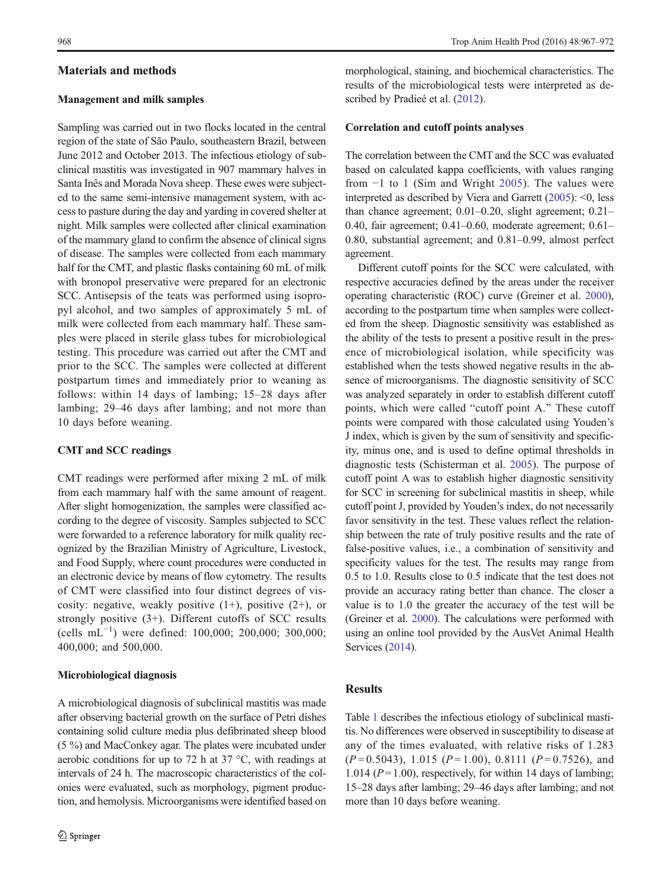## Materials and methods

### Management and milk samples

Sampling was carried out in two flocks located in the central region of the state of São Paulo, southeastern Brazil, between June 2012 and October 2013. The infectious etiology of subclinical mastitis was investigated in 907 mammary halves in Santa Inês and Morada Nova sheep. These ewes were subjected to the same semi-intensive management system, with access to pasture during the day and yarding in covered shelter at night. Milk samples were collected after clinical examination of the mammary gland to confirm the absence of clinical signs of disease. The samples were collected from each mammary half for the CMT, and plastic flasks containing 60 mL of milk with bronopol preservative were prepared for an electronic SCC. Antisepsis of the teats was performed using isopropyl alcohol, and two samples of approximately 5 mL of milk were collected from each mammary half. These samples were placed in sterile glass tubes for microbiological testing. This procedure was carried out after the CMT and prior to the SCC. The samples were collected at different postpartum times and immediately prior to weaning as follows: within 14 days of lambing; 15–28 days after lambing; 29–46 days after lambing; and not more than 10 days before weaning.

### CMT and SCC readings

CMT readings were performed after mixing 2 mL of milk from each mammary half with the same amount of reagent. After slight homogenization, the samples were classified according to the degree of viscosity. Samples subjected to SCC were forwarded to a reference laboratory for milk quality recognized by the Brazilian Ministry of Agriculture, Livestock, and Food Supply, where count procedures were conducted in an electronic device by means of flow cytometry. The results of CMT were classified into four distinct degrees of viscosity: negative, weakly positive (1+), positive (2+), or strongly positive (3+). Different cutoffs of SCC results (cells $mL^{-1}$) were defined: 100,000; 200,000; 300,000; 400,000; and 500,000.

### Microbiological diagnosis

A microbiological diagnosis of subclinical mastitis was made after observing bacterial growth on the surface of Petri dishes containing solid culture media plus defibrinated sheep blood (5 %) and MacConkey agar. The plates were incubated under aerobic conditions for up to 72 h at 37 °C, with readings at intervals of 24 h. The macroscopic characteristics of the colonies were evaluated, such as morphology, pigment production, and hemolysis. Microorganisms were identified based on morphological, staining, and biochemical characteristics. The results of the microbiological tests were interpreted as described by Pradieé et al. (2012).

### Correlation and cutoff points analyses

The correlation between the CMT and the SCC was evaluated based on calculated kappa coefficients, with values ranging from −1 to 1 (Sim and Wright 2005). The values were interpreted as described by Viera and Garrett (2005): <0, less than chance agreement; 0.01–0.20, slight agreement; 0.21–0.40, fair agreement; 0.41–0.60, moderate agreement; 0.61–0.80, substantial agreement; and 0.81–0.99, almost perfect agreement.

Different cutoff points for the SCC were calculated, with respective accuracies defined by the areas under the receiver operating characteristic (ROC) curve (Greiner et al. 2000), according to the postpartum time when samples were collected from the sheep. Diagnostic sensitivity was established as the ability of the tests to present a positive result in the presence of microbiological isolation, while specificity was established when the tests showed negative results in the absence of microorganisms. The diagnostic sensitivity of SCC was analyzed separately in order to establish different cutoff points, which were called "cutoff point A." These cutoff points were compared with those calculated using Youden's J index, which is given by the sum of sensitivity and specificity, minus one, and is used to define optimal thresholds in diagnostic tests (Schisterman et al. 2005). The purpose of cutoff point A was to establish higher diagnostic sensitivity for SCC in screening for subclinical mastitis in sheep, while cutoff point J, provided by Youden's index, do not necessarily favor sensitivity in the test. These values reflect the relationship between the rate of truly positive results and the rate of false-positive values, i.e., a combination of sensitivity and specificity values for the test. The results may range from 0.5 to 1.0. Results close to 0.5 indicate that the test does not provide an accuracy rating better than chance. The closer a value is to 1.0 the greater the accuracy of the test will be (Greiner et al. 2000). The calculations were performed with using an online tool provided by the AusVet Animal Health Services (2014).

## Results

Table 1 describes the infectious etiology of subclinical mastitis. No differences were observed in susceptibility to disease at any of the times evaluated, with relative risks of 1.283 ($P = 0.5043$), 1.015 ($P = 1.00$), 0.8111 ($P = 0.7526$), and 1.014 ($P = 1.00$), respectively, for within 14 days of lambing; 15–28 days after lambing; 29–46 days after lambing; and not more than 10 days before weaning.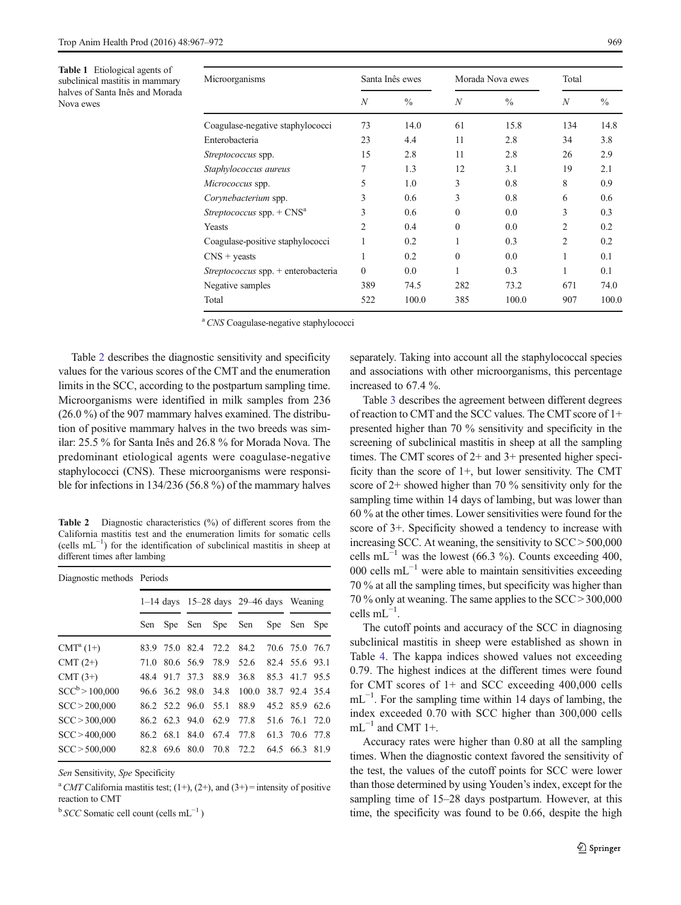**Table 1** Etiological agents of subclinical mastitis in mammary halves of Santa Inês and Morada Nova ewes

| Microorganisms | Santa Inês ewes | | Morada Nova ewes | | Total | |
|---|---|---|---|---|---|---|
| | *N* | % | *N* | % | *N* | % |
| Coagulase-negative staphylococci | 73 | 14.0 | 61 | 15.8 | 134 | 14.8 |
| Enterobacteria | 23 | 4.4 | 11 | 2.8 | 34 | 3.8 |
| *Streptococcus* spp. | 15 | 2.8 | 11 | 2.8 | 26 | 2.9 |
| *Staphylococcus aureus* | 7 | 1.3 | 12 | 3.1 | 19 | 2.1 |
| *Micrococcus* spp. | 5 | 1.0 | 3 | 0.8 | 8 | 0.9 |
| *Corynebacterium* spp. | 3 | 0.6 | 3 | 0.8 | 6 | 0.6 |
| *Streptococcus* spp. + CNS[a] | 3 | 0.6 | 0 | 0.0 | 3 | 0.3 |
| Yeasts | 2 | 0.4 | 0 | 0.0 | 2 | 0.2 |
| Coagulase-positive staphylococci | 1 | 0.2 | 1 | 0.3 | 2 | 0.2 |
| CNS + yeasts | 1 | 0.2 | 0 | 0.0 | 1 | 0.1 |
| *Streptococcus* spp. + enterobacteria | 0 | 0.0 | 1 | 0.3 | 1 | 0.1 |
| Negative samples | 389 | 74.5 | 282 | 73.2 | 671 | 74.0 |
| Total | 522 | 100.0 | 385 | 100.0 | 907 | 100.0 |

[a] *CNS* Coagulase-negative staphylococci

Table 2 describes the diagnostic sensitivity and specificity values for the various scores of the CMT and the enumeration limits in the SCC, according to the postpartum sampling time. Microorganisms were identified in milk samples from 236 (26.0 %) of the 907 mammary halves examined. The distribution of positive mammary halves in the two breeds was similar: 25.5 % for Santa Inês and 26.8 % for Morada Nova. The predominant etiological agents were coagulase-negative staphylococci (CNS). These microorganisms were responsible for infections in 134/236 (56.8 %) of the mammary halves separately. Taking into account all the staphylococcal species and associations with other microorganisms, this percentage increased to 67.4 %.

**Table 2** Diagnostic characteristics (%) of different scores from the California mastitis test and the enumeration limits for somatic cells (cells $mL^{-1}$) for the identification of subclinical mastitis in sheep at different times after lambing

| Diagnostic methods | Periods | | | | | | | |
|---|---|---|---|---|---|---|---|---|
| | 1–14 days | | 15–28 days | | 29–46 days | | Weaning | |
| | Sen | Spe | Sen | Spe | Sen | Spe | Sen | Spe |
| CMT[a] (1+) | 83.9 | 75.0 | 82.4 | 72.2 | 84.2 | 70.6 | 75.0 | 76.7 |
| CMT (2+) | 71.0 | 80.6 | 56.9 | 78.9 | 52.6 | 82.4 | 55.6 | 93.1 |
| CMT (3+) | 48.4 | 91.7 | 37.3 | 88.9 | 36.8 | 85.3 | 41.7 | 95.5 |
| SCC[b] > 100,000 | 96.6 | 36.2 | 98.0 | 34.8 | 100.0 | 38.7 | 92.4 | 35.4 |
| SCC > 200,000 | 86.2 | 52.2 | 96.0 | 55.1 | 88.9 | 45.2 | 85.9 | 62.6 |
| SCC > 300,000 | 86.2 | 62.3 | 94.0 | 62.9 | 77.8 | 51.6 | 76.1 | 72.0 |
| SCC > 400,000 | 86.2 | 68.1 | 84.0 | 67.4 | 77.8 | 61.3 | 70.6 | 77.8 |
| SCC > 500,000 | 82.8 | 69.6 | 80.0 | 70.8 | 72.2 | 64.5 | 66.3 | 81.9 |

*Sen* Sensitivity, *Spe* Specificity

[a] *CMT* California mastitis test; (1+), (2+), and (3+) = intensity of positive reaction to CMT

[b] *SCC* Somatic cell count (cells $mL^{-1}$)

Table 3 describes the agreement between different degrees of reaction to CMT and the SCC values. The CMT score of 1+ presented higher than 70 % sensitivity and specificity in the screening of subclinical mastitis in sheep at all the sampling times. The CMT scores of 2+ and 3+ presented higher specificity than the score of 1+, but lower sensitivity. The CMT score of 2+ showed higher than 70 % sensitivity only for the sampling time within 14 days of lambing, but was lower than 60 % at the other times. Lower sensitivities were found for the score of 3+. Specificity showed a tendency to increase with increasing SCC. At weaning, the sensitivity to SCC > 500,000 cells $mL^{-1}$ was the lowest (66.3 %). Counts exceeding 400,000 cells $mL^{-1}$ were able to maintain sensitivities exceeding 70 % at all the sampling times, but specificity was higher than 70 % only at weaning. The same applies to the SCC > 300,000 cells $mL^{-1}$.

The cutoff points and accuracy of the SCC in diagnosing subclinical mastitis in sheep were established as shown in Table 4. The kappa indices showed values not exceeding 0.79. The highest indices at the different times were found for CMT scores of 1+ and SCC exceeding 400,000 cells $mL^{-1}$. For the sampling time within 14 days of lambing, the index exceeded 0.70 with SCC higher than 300,000 cells $mL^{-1}$ and CMT 1+.

Accuracy rates were higher than 0.80 at all the sampling times. When the diagnostic context favored the sensitivity of the test, the values of the cutoff points for SCC were lower than those determined by using Youden's index, except for the sampling time of 15–28 days postpartum. However, at this time, the specificity was found to be 0.66, despite the high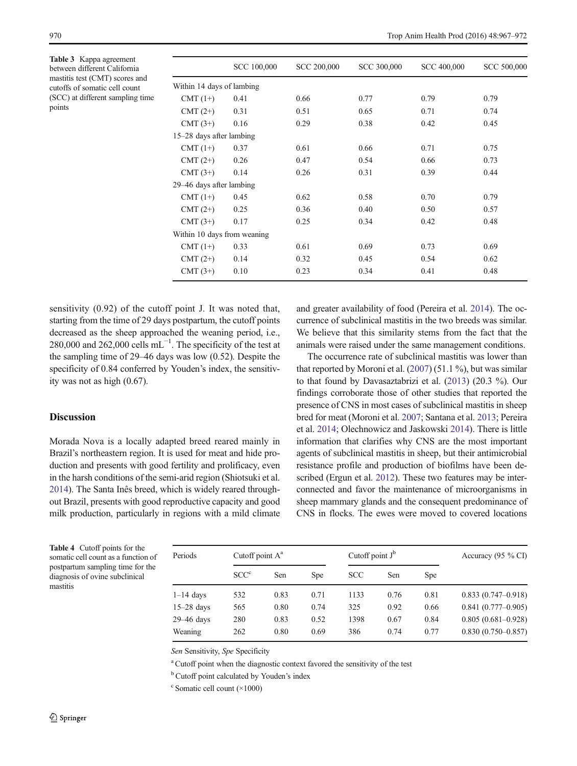**Table 3** Kappa agreement between different California mastitis test (CMT) scores and cutoffs of somatic cell count (SCC) at different sampling time points

| | SCC 100,000 | SCC 200,000 | SCC 300,000 | SCC 400,000 | SCC 500,000 |
|---|---|---|---|---|---|
| Within 14 days of lambing | | | | | |
| CMT (1+) | 0.41 | 0.66 | 0.77 | 0.79 | 0.79 |
| CMT (2+) | 0.31 | 0.51 | 0.65 | 0.71 | 0.74 |
| CMT (3+) | 0.16 | 0.29 | 0.38 | 0.42 | 0.45 |
| 15–28 days after lambing | | | | | |
| CMT (1+) | 0.37 | 0.61 | 0.66 | 0.71 | 0.75 |
| CMT (2+) | 0.26 | 0.47 | 0.54 | 0.66 | 0.73 |
| CMT (3+) | 0.14 | 0.26 | 0.31 | 0.39 | 0.44 |
| 29–46 days after lambing | | | | | |
| CMT (1+) | 0.45 | 0.62 | 0.58 | 0.70 | 0.79 |
| CMT (2+) | 0.25 | 0.36 | 0.40 | 0.50 | 0.57 |
| CMT (3+) | 0.17 | 0.25 | 0.34 | 0.42 | 0.48 |
| Within 10 days from weaning | | | | | |
| CMT (1+) | 0.33 | 0.61 | 0.69 | 0.73 | 0.69 |
| CMT (2+) | 0.14 | 0.32 | 0.45 | 0.54 | 0.62 |
| CMT (3+) | 0.10 | 0.23 | 0.34 | 0.41 | 0.48 |

sensitivity (0.92) of the cutoff point J. It was noted that, starting from the time of 29 days postpartum, the cutoff points decreased as the sheep approached the weaning period, i.e., 280,000 and 262,000 cells mL$^{-1}$. The specificity of the test at the sampling time of 29–46 days was low (0.52). Despite the specificity of 0.84 conferred by Youden's index, the sensitivity was not as high (0.67).

## Discussion

Morada Nova is a locally adapted breed reared mainly in Brazil's northeastern region. It is used for meat and hide production and presents with good fertility and prolificacy, even in the harsh conditions of the semi-arid region (Shiotsuki et al. 2014). The Santa Inês breed, which is widely reared throughout Brazil, presents with good reproductive capacity and good milk production, particularly in regions with a mild climate and greater availability of food (Pereira et al. 2014). The occurrence of subclinical mastitis in the two breeds was similar. We believe that this similarity stems from the fact that the animals were raised under the same management conditions.

The occurrence rate of subclinical mastitis was lower than that reported by Moroni et al. (2007) (51.1 %), but was similar to that found by Davasaztabrizi et al. (2013) (20.3 %). Our findings corroborate those of other studies that reported the presence of CNS in most cases of subclinical mastitis in sheep bred for meat (Moroni et al. 2007; Santana et al. 2013; Pereira et al. 2014; Olechnowicz and Jaskowski 2014). There is little information that clarifies why CNS are the most important agents of subclinical mastitis in sheep, but their antimicrobial resistance profile and production of biofilms have been described (Ergun et al. 2012). These two features may be interconnected and favor the maintenance of microorganisms in sheep mammary glands and the consequent predominance of CNS in flocks. The ewes were moved to covered locations

**Table 4** Cutoff points for the somatic cell count as a function of postpartum sampling time for the diagnosis of ovine subclinical mastitis

| Periods | Cutoff point A[a] | | | Cutoff point J[b] | | | Accuracy (95 % CI) |
|---|---|---|---|---|---|---|---|
| | SCC[c] | Sen | Spe | SCC | Sen | Spe | |
| 1–14 days | 532 | 0.83 | 0.71 | 1133 | 0.76 | 0.81 | 0.833 (0.747–0.918) |
| 15–28 days | 565 | 0.80 | 0.74 | 325 | 0.92 | 0.66 | 0.841 (0.777–0.905) |
| 29–46 days | 280 | 0.83 | 0.52 | 1398 | 0.67 | 0.84 | 0.805 (0.681–0.928) |
| Weaning | 262 | 0.80 | 0.69 | 386 | 0.74 | 0.77 | 0.830 (0.750–0.857) |

*Sen* Sensitivity, *Spe* Specificity

[a] Cutoff point when the diagnostic context favored the sensitivity of the test

[b] Cutoff point calculated by Youden's index

[c] Somatic cell count (×1000)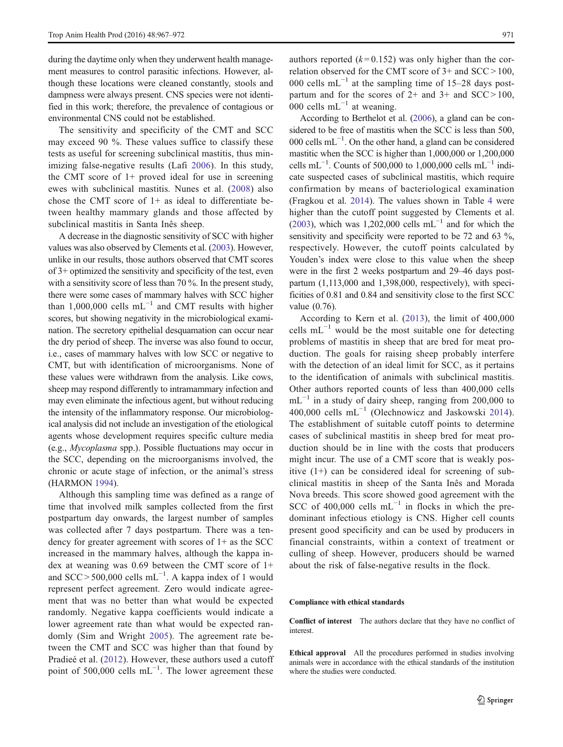during the daytime only when they underwent health management measures to control parasitic infections. However, although these locations were cleaned constantly, stools and dampness were always present. CNS species were not identified in this work; therefore, the prevalence of contagious or environmental CNS could not be established.

The sensitivity and specificity of the CMT and SCC may exceed 90 %. These values suffice to classify these tests as useful for screening subclinical mastitis, thus minimizing false-negative results (Lafi 2006). In this study, the CMT score of 1+ proved ideal for use in screening ewes with subclinical mastitis. Nunes et al. (2008) also chose the CMT score of 1+ as ideal to differentiate between healthy mammary glands and those affected by subclinical mastitis in Santa Inês sheep.

A decrease in the diagnostic sensitivity of SCC with higher values was also observed by Clements et al. (2003). However, unlike in our results, those authors observed that CMT scores of 3+ optimized the sensitivity and specificity of the test, even with a sensitivity score of less than 70 %. In the present study, there were some cases of mammary halves with SCC higher than 1,000,000 cells mL$^{-1}$ and CMT results with higher scores, but showing negativity in the microbiological examination. The secretory epithelial desquamation can occur near the dry period of sheep. The inverse was also found to occur, i.e., cases of mammary halves with low SCC or negative to CMT, but with identification of microorganisms. None of these values were withdrawn from the analysis. Like cows, sheep may respond differently to intramammary infection and may even eliminate the infectious agent, but without reducing the intensity of the inflammatory response. Our microbiological analysis did not include an investigation of the etiological agents whose development requires specific culture media (e.g., *Mycoplasma* spp.). Possible fluctuations may occur in the SCC, depending on the microorganisms involved, the chronic or acute stage of infection, or the animal's stress (HARMON 1994).

Although this sampling time was defined as a range of time that involved milk samples collected from the first postpartum day onwards, the largest number of samples was collected after 7 days postpartum. There was a tendency for greater agreement with scores of 1+ as the SCC increased in the mammary halves, although the kappa index at weaning was 0.69 between the CMT score of 1+ and SCC > 500,000 cells mL$^{-1}$. A kappa index of 1 would represent perfect agreement. Zero would indicate agreement that was no better than what would be expected randomly. Negative kappa coefficients would indicate a lower agreement rate than what would be expected randomly (Sim and Wright 2005). The agreement rate between the CMT and SCC was higher than that found by Pradieé et al. (2012). However, these authors used a cutoff point of 500,000 cells mL$^{-1}$. The lower agreement these authors reported ($k = 0.152$) was only higher than the correlation observed for the CMT score of 3+ and SCC > 100,000 cells mL$^{-1}$ at the sampling time of 15–28 days postpartum and for the scores of 2+ and 3+ and SCC > 100,000 cells mL$^{-1}$ at weaning.

According to Berthelot et al. (2006), a gland can be considered to be free of mastitis when the SCC is less than 500,000 cells mL$^{-1}$. On the other hand, a gland can be considered mastitic when the SCC is higher than 1,000,000 or 1,200,000 cells mL$^{-1}$. Counts of 500,000 to 1,000,000 cells mL$^{-1}$ indicate suspected cases of subclinical mastitis, which require confirmation by means of bacteriological examination (Fragkou et al. 2014). The values shown in Table 4 were higher than the cutoff point suggested by Clements et al. (2003), which was 1,202,000 cells mL$^{-1}$ and for which the sensitivity and specificity were reported to be 72 and 63 %, respectively. However, the cutoff points calculated by Youden's index were close to this value when the sheep were in the first 2 weeks postpartum and 29–46 days postpartum (1,113,000 and 1,398,000, respectively), with specificities of 0.81 and 0.84 and sensitivity close to the first SCC value (0.76).

According to Kern et al. (2013), the limit of 400,000 cells mL$^{-1}$ would be the most suitable one for detecting problems of mastitis in sheep that are bred for meat production. The goals for raising sheep probably interfere with the detection of an ideal limit for SCC, as it pertains to the identification of animals with subclinical mastitis. Other authors reported counts of less than 400,000 cells mL$^{-1}$ in a study of dairy sheep, ranging from 200,000 to 400,000 cells mL$^{-1}$ (Olechnowicz and Jaskowski 2014). The establishment of suitable cutoff points to determine cases of subclinical mastitis in sheep bred for meat production should be in line with the costs that producers might incur. The use of a CMT score that is weakly positive (1+) can be considered ideal for screening of subclinical mastitis in sheep of the Santa Inês and Morada Nova breeds. This score showed good agreement with the SCC of 400,000 cells mL$^{-1}$ in flocks in which the predominant infectious etiology is CNS. Higher cell counts present good specificity and can be used by producers in financial constraints, within a context of treatment or culling of sheep. However, producers should be warned about the risk of false-negative results in the flock.

**Compliance with ethical standards**

**Conflict of interest** The authors declare that they have no conflict of interest.

**Ethical approval** All the procedures performed in studies involving animals were in accordance with the ethical standards of the institution where the studies were conducted.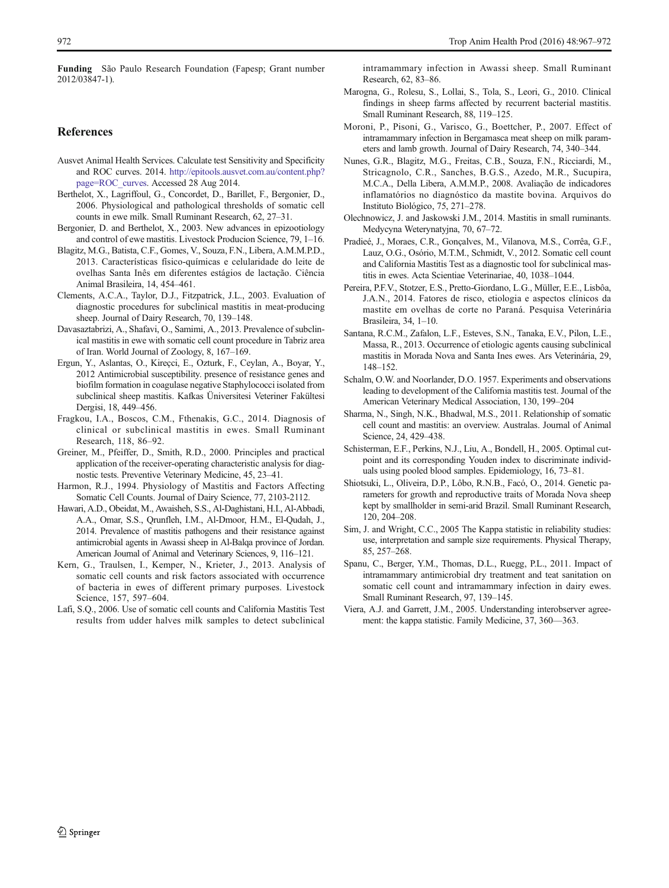**Funding** São Paulo Research Foundation (Fapesp; Grant number 2012/03847-1).

## References

Ausvet Animal Health Services. Calculate test Sensitivity and Specificity and ROC curves. 2014. http://epitools.ausvet.com.au/content.php?page=ROC_curves. Accessed 28 Aug 2014.

Berthelot, X., Lagriffoul, G., Concordet, D., Barillet, F., Bergonier, D., 2006. Physiological and pathological thresholds of somatic cell counts in ewe milk. Small Ruminant Research, 62, 27–31.

Bergonier, D. and Berthelot, X., 2003. New advances in epizootiology and control of ewe mastitis. Livestock Producion Science, 79, 1–16.

Blagitz, M.G., Batista, C.F., Gomes, V., Souza, F.N., Libera, A.M.M.P.D., 2013. Características físico-químicas e celularidade do leite de ovelhas Santa Inês em diferentes estágios de lactação. Ciência Animal Brasileira, 14, 454–461.

Clements, A.C.A., Taylor, D.J., Fitzpatrick, J.L., 2003. Evaluation of diagnostic procedures for subclinical mastitis in meat-producing sheep. Journal of Dairy Research, 70, 139–148.

Davasaztabrizi, A., Shafavi, O., Samimi, A., 2013. Prevalence of subclinical mastitis in ewe with somatic cell count procedure in Tabriz area of Iran. World Journal of Zoology, 8, 167–169.

Ergun, Y., Aslantas, O., Kireççi, E., Ozturk, F., Ceylan, A., Boyar, Y., 2012 Antimicrobial susceptibility. presence of resistance genes and biofilm formation in coagulase negative Staphylococci isolated from subclinical sheep mastitis. Kafkas Üniversitesi Veteriner Fakültesi Dergisi, 18, 449–456.

Fragkou, I.A., Boscos, C.M., Fthenakis, G.C., 2014. Diagnosis of clinical or subclinical mastitis in ewes. Small Ruminant Research, 118, 86–92.

Greiner, M., Pfeiffer, D., Smith, R.D., 2000. Principles and practical application of the receiver-operating characteristic analysis for diagnostic tests. Preventive Veterinary Medicine, 45, 23–41.

Harmon, R.J., 1994. Physiology of Mastitis and Factors Affecting Somatic Cell Counts. Journal of Dairy Science, 77, 2103-2112.

Hawari, A.D., Obeidat, M., Awaisheh, S.S., Al-Daghistani, H.I., Al-Abbadi, A.A., Omar, S.S., Qrunfleh, I.M., Al-Dmoor, H.M., El-Qudah, J., 2014. Prevalence of mastitis pathogens and their resistance against antimicrobial agents in Awassi sheep in Al-Balqa province of Jordan. American Journal of Animal and Veterinary Sciences, 9, 116–121.

Kern, G., Traulsen, I., Kemper, N., Krieter, J., 2013. Analysis of somatic cell counts and risk factors associated with occurrence of bacteria in ewes of different primary purposes. Livestock Science, 157, 597–604.

Lafi, S.Q., 2006. Use of somatic cell counts and California Mastitis Test results from udder halves milk samples to detect subclinical intramammary infection in Awassi sheep. Small Ruminant Research, 62, 83–86.

Marogna, G., Rolesu, S., Lollai, S., Tola, S., Leori, G., 2010. Clinical findings in sheep farms affected by recurrent bacterial mastitis. Small Ruminant Research, 88, 119–125.

Moroni, P., Pisoni, G., Varisco, G., Boettcher, P., 2007. Effect of intramammary infection in Bergamasca meat sheep on milk parameters and lamb growth. Journal of Dairy Research, 74, 340–344.

Nunes, G.R., Blagitz, M.G., Freitas, C.B., Souza, F.N., Ricciardi, M., Stricagnolo, C.R., Sanches, B.G.S., Azedo, M.R., Sucupira, M.C.A., Della Libera, A.M.M.P., 2008. Avaliação de indicadores inflamatórios no diagnóstico da mastite bovina. Arquivos do Instituto Biológico, 75, 271–278.

Olechnowicz, J. and Jaskowski J.M., 2014. Mastitis in small ruminants. Medycyna Weterynatyjna, 70, 67–72.

Pradieé, J., Moraes, C.R., Gonçalves, M., Vilanova, M.S., Corrêa, G.F., Lauz, O.G., Osório, M.T.M., Schmidt, V., 2012. Somatic cell count and California Mastitis Test as a diagnostic tool for subclinical mastitis in ewes. Acta Scientiae Veterinariae, 40, 1038–1044.

Pereira, P.F.V., Stotzer, E.S., Pretto-Giordano, L.G., Müller, E.E., Lisbôa, J.A.N., 2014. Fatores de risco, etiologia e aspectos clínicos da mastite em ovelhas de corte no Paraná. Pesquisa Veterinária Brasileira, 34, 1–10.

Santana, R.C.M., Zafalon, L.F., Esteves, S.N., Tanaka, E.V., Pilon, L.E., Massa, R., 2013. Occurrence of etiologic agents causing subclinical mastitis in Morada Nova and Santa Ines ewes. Ars Veterinária, 29, 148–152.

Schalm, O.W. and Noorlander, D.O. 1957. Experiments and observations leading to development of the California mastitis test. Journal of the American Veterinary Medical Association, 130, 199–204

Sharma, N., Singh, N.K., Bhadwal, M.S., 2011. Relationship of somatic cell count and mastitis: an overview. Australas. Journal of Animal Science, 24, 429–438.

Schisterman, E.F., Perkins, N.J., Liu, A., Bondell, H., 2005. Optimal cut-point and its corresponding Youden index to discriminate individuals using pooled blood samples. Epidemiology, 16, 73–81.

Shiotsuki, L., Oliveira, D.P., Lôbo, R.N.B., Facó, O., 2014. Genetic parameters for growth and reproductive traits of Morada Nova sheep kept by smallholder in semi-arid Brazil. Small Ruminant Research, 120, 204–208.

Sim, J. and Wright, C.C., 2005 The Kappa statistic in reliability studies: use, interpretation and sample size requirements. Physical Therapy, 85, 257–268.

Spanu, C., Berger, Y.M., Thomas, D.L., Ruegg, P.L., 2011. Impact of intramammary antimicrobial dry treatment and teat sanitation on somatic cell count and intramammary infection in dairy ewes. Small Ruminant Research, 97, 139–145.

Viera, A.J. and Garrett, J.M., 2005. Understanding interobserver agreement: the kappa statistic. Family Medicine, 37, 360—363.